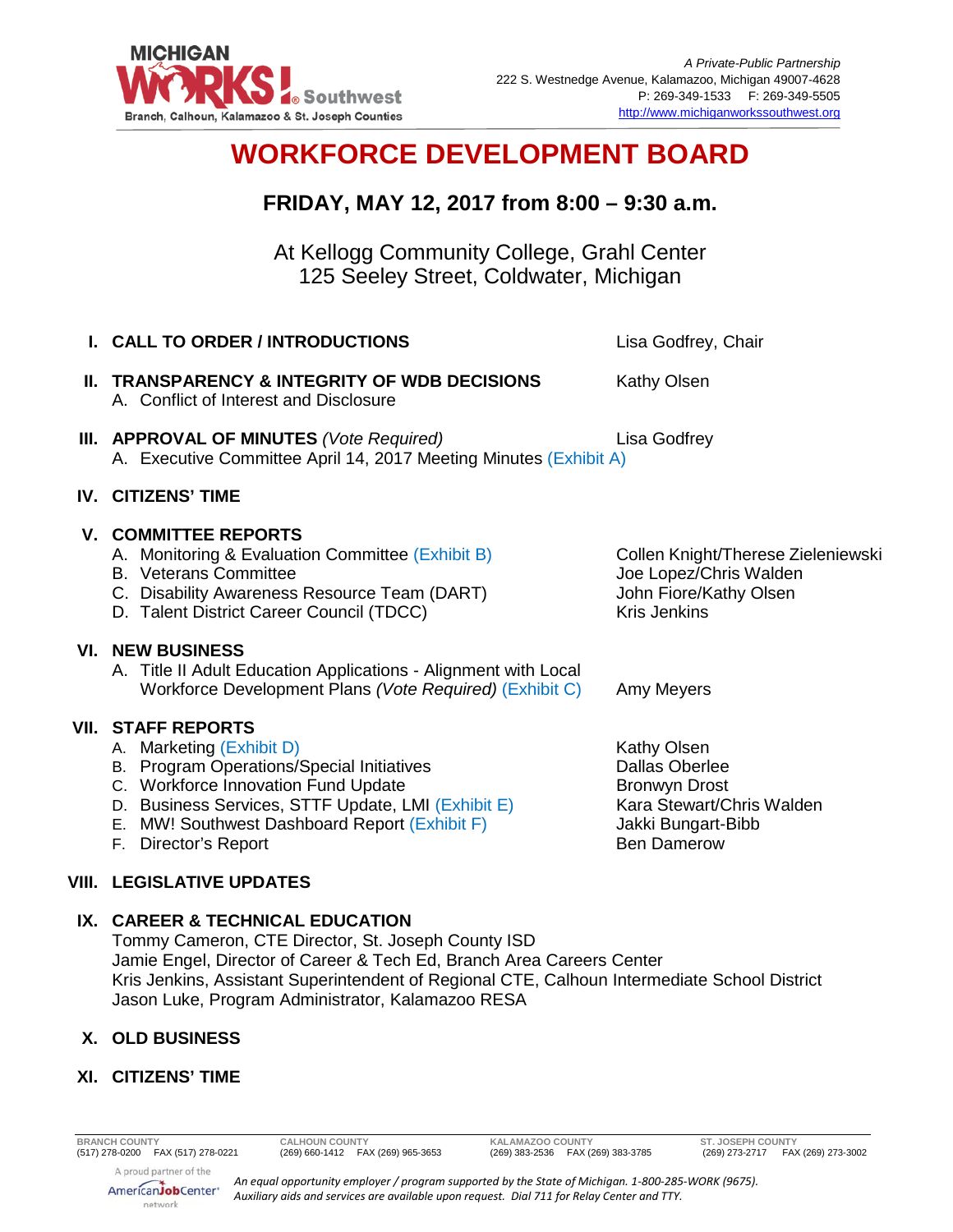MICHIGAN WORKS! Southwest
Branch, Calhoun, Kalamazoo & St. Joseph Counties

*A Private-Public Partnership*
222 S. Westnedge Avenue, Kalamazoo, Michigan 49007-4628
P: 269-349-1533 F: 269-349-5505
http://www.michiganworkssouthwest.org

# WORKFORCE DEVELOPMENT BOARD

## FRIDAY, MAY 12, 2017 from 8:00 – 9:30 a.m.

At Kellogg Community College, Grahl Center
125 Seeley Street, Coldwater, Michigan

**I. CALL TO ORDER / INTRODUCTIONS** — Lisa Godfrey, Chair

**II. TRANSPARENCY & INTEGRITY OF WDB DECISIONS** — Kathy Olsen
- A. Conflict of Interest and Disclosure

**III. APPROVAL OF MINUTES** *(Vote Required)* — Lisa Godfrey
- A. Executive Committee April 14, 2017 Meeting Minutes (Exhibit A)

**IV. CITIZENS' TIME**

**V. COMMITTEE REPORTS**
- A. Monitoring & Evaluation Committee (Exhibit B) — Collen Knight/Therese Zieleniewski
- B. Veterans Committee — Joe Lopez/Chris Walden
- C. Disability Awareness Resource Team (DART) — John Fiore/Kathy Olsen
- D. Talent District Career Council (TDCC) — Kris Jenkins

**VI. NEW BUSINESS**
- A. Title II Adult Education Applications - Alignment with Local Workforce Development Plans *(Vote Required)* (Exhibit C) — Amy Meyers

**VII. STAFF REPORTS**
- A. Marketing (Exhibit D) — Kathy Olsen
- B. Program Operations/Special Initiatives — Dallas Oberlee
- C. Workforce Innovation Fund Update — Bronwyn Drost
- D. Business Services, STTF Update, LMI (Exhibit E) — Kara Stewart/Chris Walden
- E. MW! Southwest Dashboard Report (Exhibit F) — Jakki Bungart-Bibb
- F. Director's Report — Ben Damerow

**VIII. LEGISLATIVE UPDATES**

**IX. CAREER & TECHNICAL EDUCATION**

Tommy Cameron, CTE Director, St. Joseph County ISD
Jamie Engel, Director of Career & Tech Ed, Branch Area Careers Center
Kris Jenkins, Assistant Superintendent of Regional CTE, Calhoun Intermediate School District
Jason Luke, Program Administrator, Kalamazoo RESA

**X. OLD BUSINESS**

**XI. CITIZENS' TIME**

| BRANCH COUNTY | CALHOUN COUNTY | KALAMAZOO COUNTY | ST. JOSEPH COUNTY |
|---|---|---|---|
| (517) 278-0200 FAX (517) 278-0221 | (269) 660-1412 FAX (269) 965-3653 | (269) 383-2536 FAX (269) 383-3785 | (269) 273-2717 FAX (269) 273-3002 |

A proud partner of the AmericanJobCenter network

*An equal opportunity employer / program supported by the State of Michigan. 1-800-285-WORK (9675). Auxiliary aids and services are available upon request. Dial 711 for Relay Center and TTY.*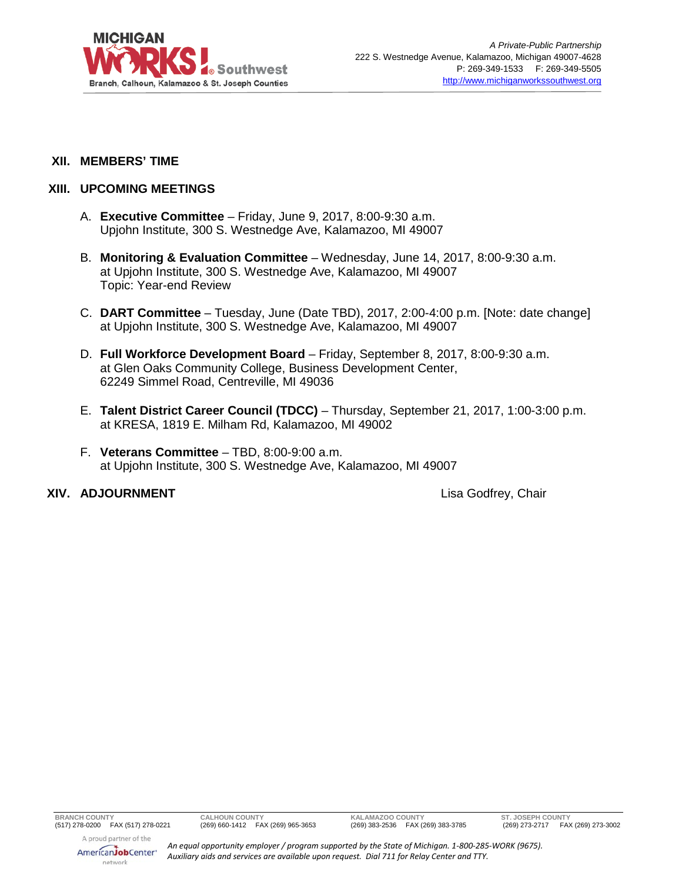## XII. MEMBERS' TIME

## XIII. UPCOMING MEETINGS

A. **Executive Committee** – Friday, June 9, 2017, 8:00-9:30 a.m.
Upjohn Institute, 300 S. Westnedge Ave, Kalamazoo, MI 49007

B. **Monitoring & Evaluation Committee** – Wednesday, June 14, 2017, 8:00-9:30 a.m.
at Upjohn Institute, 300 S. Westnedge Ave, Kalamazoo, MI 49007
Topic: Year-end Review

C. **DART Committee** – Tuesday, June (Date TBD), 2017, 2:00-4:00 p.m. [Note: date change]
at Upjohn Institute, 300 S. Westnedge Ave, Kalamazoo, MI 49007

D. **Full Workforce Development Board** – Friday, September 8, 2017, 8:00-9:30 a.m.
at Glen Oaks Community College, Business Development Center,
62249 Simmel Road, Centreville, MI 49036

E. **Talent District Career Council (TDCC)** – Thursday, September 21, 2017, 1:00-3:00 p.m.
at KRESA, 1819 E. Milham Rd, Kalamazoo, MI 49002

F. **Veterans Committee** – TBD, 8:00-9:00 a.m.
at Upjohn Institute, 300 S. Westnedge Ave, Kalamazoo, MI 49007

## XIV. ADJOURNMENT

Lisa Godfrey, Chair